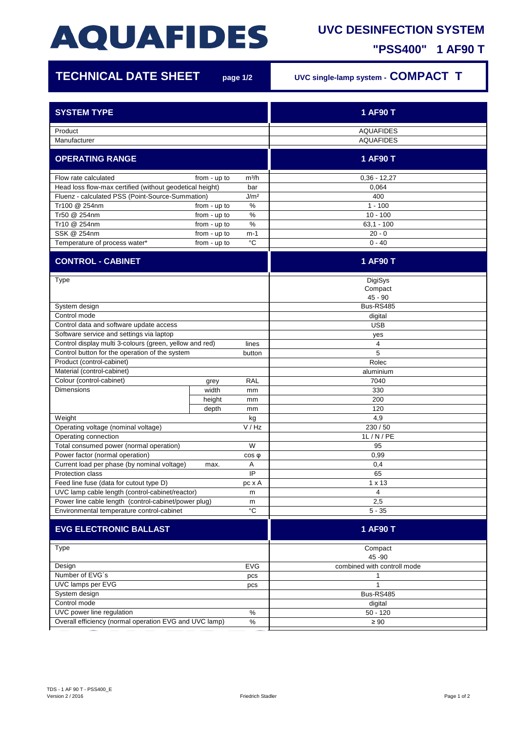# AQUAFIDES

## UVC DESINFECTION SYSTEM

## "PSS400" 1 AF90 T

## TECHNICAL DATE SHEET page 1/2

UVC single-lamp system - **COMPACT T**

| SYSTEM TYPE | | | 1 AF90 T |
|---|---|---|---|
| Product | | | AQUAFIDES |
| Manufacturer | | | AQUAFIDES |
| **OPERATING RANGE** | | | **1 AF90 T** |
| Flow rate calculated | from - up to | m³/h | 0,36 - 12,27 |
| Head loss flow-max certified (without geodetical height) | | bar | 0,064 |
| Fluenz - calculated PSS (Point-Source-Summation) | | J/m² | 400 |
| Tr100 @ 254nm | from - up to | % | 1 - 100 |
| Tr50 @ 254nm | from - up to | % | 10 - 100 |
| Tr10 @ 254nm | from - up to | % | 63,1 - 100 |
| SSK @ 254nm | from - up to | m-1 | 20 - 0 |
| Temperature of process water* | from - up to | °C | 0 - 40 |
| **CONTROL - CABINET** | | | **1 AF90 T** |
| Type | | | DigiSys Compact 45 - 90 |
| System design | | | Bus-RS485 |
| Control mode | | | digital |
| Control data and software update access | | | USB |
| Software service and settings via laptop | | | yes |
| Control display multi 3-colours (green, yellow and red) | | lines | 4 |
| Control button for the operation of the system | | button | 5 |
| Product (control-cabinet) | | | Rolec |
| Material (control-cabinet) | | | aluminium |
| Colour (control-cabinet) | grey | RAL | 7040 |
| Dimensions | width | mm | 330 |
| | height | mm | 200 |
| | depth | mm | 120 |
| Weight | | kg | 4,9 |
| Operating voltage (nominal voltage) | | V / Hz | 230 / 50 |
| Operating connection | | | 1L / N / PE |
| Total consumed power (normal operation) | | W | 95 |
| Power factor (normal operation) | | cos φ | 0,99 |
| Current load per phase (by nominal voltage) | max. | A | 0,4 |
| Protection class | | IP | 65 |
| Feed line fuse (data for cutout type D) | | pc x A | 1 x 13 |
| UVC lamp cable length (control-cabinet/reactor) | | m | 4 |
| Power line cable length (control-cabinet/power plug) | | m | 2,5 |
| Environmental temperature control-cabinet | | °C | 5 - 35 |
| **EVG ELECTRONIC BALLAST** | | | **1 AF90 T** |
| Type | | | Compact 45 -90 |
| Design | | EVG | combined with controll mode |
| Number of EVG´s | | pcs | 1 |
| UVC lamps per EVG | | pcs | 1 |
| System design | | | Bus-RS485 |
| Control mode | | | digital |
| UVC power line regulation | | % | 50 - 120 |
| Overall efficiency (normal operation EVG and UVC lamp) | | % | ≥ 90 |

TDS - 1 AF 90 T - PSS400_E
Version 2 / 2016

Friedrich Stadler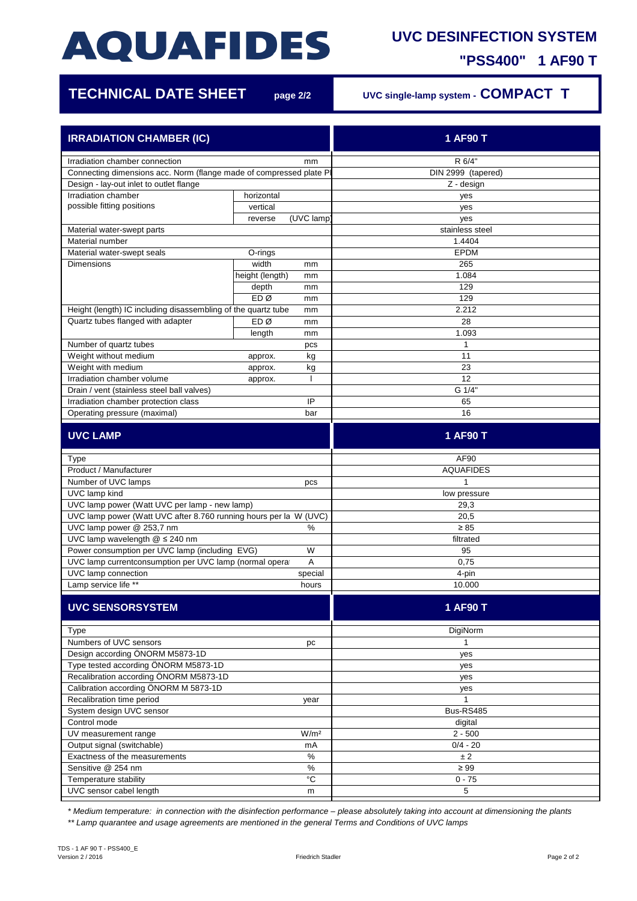# AQUAFIDES

## UVC DESINFECTION SYSTEM

## "PSS400" 1 AF90 T

## TECHNICAL DATE SHEET page 2/2

UVC single-lamp system - **COMPACT T**

| IRRADIATION CHAMBER (IC) | | | 1 AF90 T |
|---|---|---|---|
| Irradiation chamber connection | | mm | R 6/4" |
| Connecting dimensions acc. Norm (flange made of compressed plate P | | | DIN 2999 (tapered) |
| Design - lay-out inlet to outlet flange | | | Z - design |
| Irradiation chamber possible fitting positions | horizontal | | yes |
| | vertical | | yes |
| | reverse | (UVC lamp) | yes |
| Material water-swept parts | | | stainless steel |
| Material number | | | 1.4404 |
| Material water-swept seals | O-rings | | EPDM |
| Dimensions | width | mm | 265 |
| | height (length) | mm | 1.084 |
| | depth | mm | 129 |
| | ED Ø | mm | 129 |
| Height (length) IC including disassembling of the quartz tube | | mm | 2.212 |
| Quartz tubes flanged with adapter | ED Ø | mm | 28 |
| | length | mm | 1.093 |
| Number of quartz tubes | | pcs | 1 |
| Weight without medium | approx. | kg | 11 |
| Weight with medium | approx. | kg | 23 |
| Irradiation chamber volume | approx. | l | 12 |
| Drain / vent (stainless steel ball valves) | | | G 1/4" |
| Irradiation chamber protection class | | IP | 65 |
| Operating pressure (maximal) | | bar | 16 |

| UVC LAMP | | 1 AF90 T |
|---|---|---|
| Type | | AF90 |
| Product / Manufacturer | | AQUAFIDES |
| Number of UVC lamps | pcs | 1 |
| UVC lamp kind | | low pressure |
| UVC lamp power (Watt UVC per lamp - new lamp) | | 29,3 |
| UVC lamp power (Watt UVC after 8.760 running hours per la W (UVC) | | 20,5 |
| UVC lamp power @ 253,7 nm | % | ≥ 85 |
| UVC lamp wavelength @ ≤ 240 nm | | filtrated |
| Power consumption per UVC lamp (including EVG) | W | 95 |
| UVC lamp currentconsumption per UVC lamp (normal opera | A | 0,75 |
| UVC lamp connection | special | 4-pin |
| Lamp service life ** | hours | 10.000 |

| UVC SENSORSYSTEM | | 1 AF90 T |
|---|---|---|
| Type | | DigiNorm |
| Numbers of UVC sensors | pc | 1 |
| Design according ÖNORM M5873-1D | | yes |
| Type tested according ÖNORM M5873-1D | | yes |
| Recalibration according ÖNORM M5873-1D | | yes |
| Calibration according ÖNORM M 5873-1D | | yes |
| Recalibration time period | year | 1 |
| System design UVC sensor | | Bus-RS485 |
| Control mode | | digital |
| UV measurement range | W/m² | 2 - 500 |
| Output signal (switchable) | mA | 0/4 - 20 |
| Exactness of the measurements | % | ± 2 |
| Sensitive @ 254 nm | % | ≥ 99 |
| Temperature stability | °C | 0 - 75 |
| UVC sensor cabel length | m | 5 |

*\* Medium temperature: in connection with the disinfection performance – please absolutely taking into account at dimensioning the plants*

*\*\* Lamp quarantee and usage agreements are mentioned in the general Terms and Conditions of UVC lamps*

TDS - 1 AF 90 T - PSS400_E
Version 2 / 2016

Friedrich Stadler